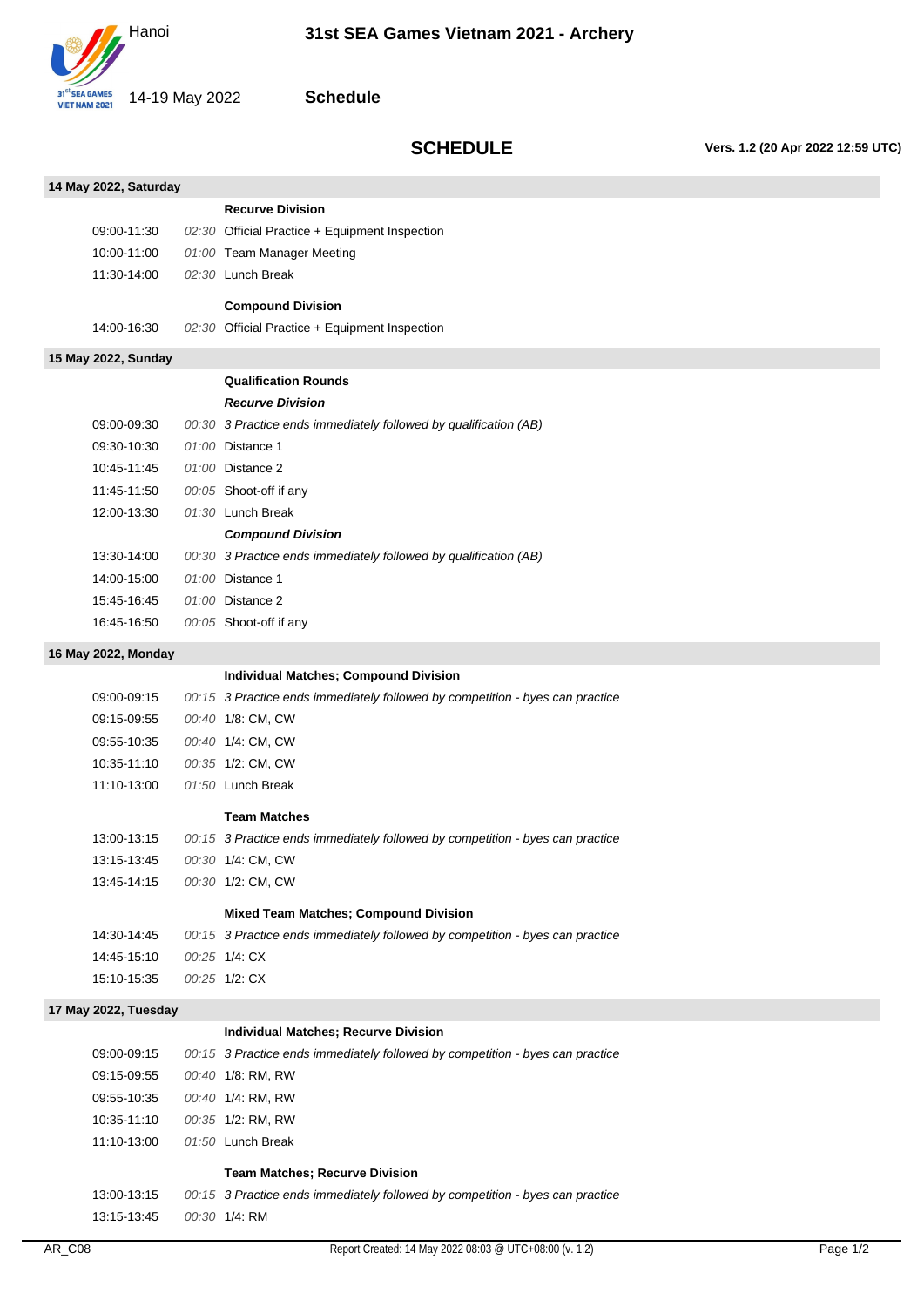# 31st SEA Games Vietnam 2021 - Archery

Hanoi

14-19 May 2022

**Schedule**

## SCHEDULE

**Vers. 1.2 (20 Apr 2022 12:59 UTC)**

### 14 May 2022, Saturday

**Recurve Division**

| | | |
|---|---|---|
| 09:00-11:30 | *02:30* | Official Practice + Equipment Inspection |
| 10:00-11:00 | *01:00* | Team Manager Meeting |
| 11:30-14:00 | *02:30* | Lunch Break |

**Compound Division**

| | | |
|---|---|---|
| 14:00-16:30 | *02:30* | Official Practice + Equipment Inspection |

### 15 May 2022, Sunday

**Qualification Rounds**

***Recurve Division***

| | | |
|---|---|---|
| 09:00-09:30 | *00:30* | *3 Practice ends immediately followed by qualification (AB)* |
| 09:30-10:30 | *01:00* | Distance 1 |
| 10:45-11:45 | *01:00* | Distance 2 |
| 11:45-11:50 | *00:05* | Shoot-off if any |
| 12:00-13:30 | *01:30* | Lunch Break |

***Compound Division***

| | | |
|---|---|---|
| 13:30-14:00 | *00:30* | *3 Practice ends immediately followed by qualification (AB)* |
| 14:00-15:00 | *01:00* | Distance 1 |
| 15:45-16:45 | *01:00* | Distance 2 |
| 16:45-16:50 | *00:05* | Shoot-off if any |

### 16 May 2022, Monday

**Individual Matches; Compound Division**

| | | |
|---|---|---|
| 09:00-09:15 | *00:15* | *3 Practice ends immediately followed by competition - byes can practice* |
| 09:15-09:55 | *00:40* | 1/8: CM, CW |
| 09:55-10:35 | *00:40* | 1/4: CM, CW |
| 10:35-11:10 | *00:35* | 1/2: CM, CW |
| 11:10-13:00 | *01:50* | Lunch Break |

**Team Matches**

| | | |
|---|---|---|
| 13:00-13:15 | *00:15* | *3 Practice ends immediately followed by competition - byes can practice* |
| 13:15-13:45 | *00:30* | 1/4: CM, CW |
| 13:45-14:15 | *00:30* | 1/2: CM, CW |

**Mixed Team Matches; Compound Division**

| | | |
|---|---|---|
| 14:30-14:45 | *00:15* | *3 Practice ends immediately followed by competition - byes can practice* |
| 14:45-15:10 | *00:25* | 1/4: CX |
| 15:10-15:35 | *00:25* | 1/2: CX |

### 17 May 2022, Tuesday

**Individual Matches; Recurve Division**

| | | |
|---|---|---|
| 09:00-09:15 | *00:15* | *3 Practice ends immediately followed by competition - byes can practice* |
| 09:15-09:55 | *00:40* | 1/8: RM, RW |
| 09:55-10:35 | *00:40* | 1/4: RM, RW |
| 10:35-11:10 | *00:35* | 1/2: RM, RW |
| 11:10-13:00 | *01:50* | Lunch Break |

**Team Matches; Recurve Division**

| | | |
|---|---|---|
| 13:00-13:15 | *00:15* | *3 Practice ends immediately followed by competition - byes can practice* |
| 13:15-13:45 | *00:30* | 1/4: RM |

AR_C08 — Report Created: 14 May 2022 08:03 @ UTC+08:00 (v. 1.2)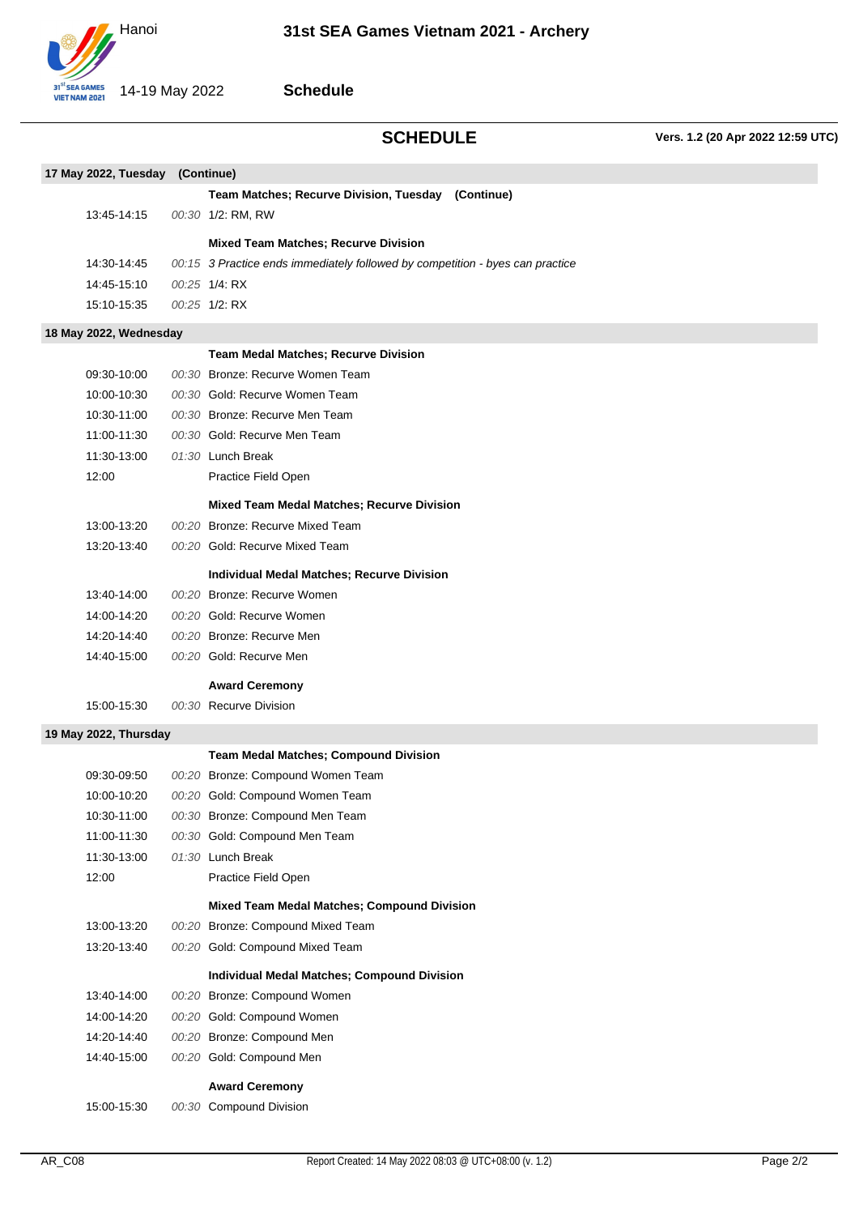## SCHEDULE

Vers. 1.2 (20 Apr 2022 12:59 UTC)

### 17 May 2022, Tuesday (Continue)

**Team Matches; Recurve Division, Tuesday (Continue)**

| | | |
|---|---|---|
| 13:45-14:15 | *00:30* | 1/2: RM, RW |

**Mixed Team Matches; Recurve Division**

| | | |
|---|---|---|
| 14:30-14:45 | *00:15* | *3 Practice ends immediately followed by competition - byes can practice* |
| 14:45-15:10 | *00:25* | 1/4: RX |
| 15:10-15:35 | *00:25* | 1/2: RX |

### 18 May 2022, Wednesday

**Team Medal Matches; Recurve Division**

| | | |
|---|---|---|
| 09:30-10:00 | *00:30* | Bronze: Recurve Women Team |
| 10:00-10:30 | *00:30* | Gold: Recurve Women Team |
| 10:30-11:00 | *00:30* | Bronze: Recurve Men Team |
| 11:00-11:30 | *00:30* | Gold: Recurve Men Team |
| 11:30-13:00 | *01:30* | Lunch Break |
| 12:00 | | Practice Field Open |

**Mixed Team Medal Matches; Recurve Division**

| | | |
|---|---|---|
| 13:00-13:20 | *00:20* | Bronze: Recurve Mixed Team |
| 13:20-13:40 | *00:20* | Gold: Recurve Mixed Team |

**Individual Medal Matches; Recurve Division**

| | | |
|---|---|---|
| 13:40-14:00 | *00:20* | Bronze: Recurve Women |
| 14:00-14:20 | *00:20* | Gold: Recurve Women |
| 14:20-14:40 | *00:20* | Bronze: Recurve Men |
| 14:40-15:00 | *00:20* | Gold: Recurve Men |

**Award Ceremony**

| | | |
|---|---|---|
| 15:00-15:30 | *00:30* | Recurve Division |

### 19 May 2022, Thursday

**Team Medal Matches; Compound Division**

| | | |
|---|---|---|
| 09:30-09:50 | *00:20* | Bronze: Compound Women Team |
| 10:00-10:20 | *00:20* | Gold: Compound Women Team |
| 10:30-11:00 | *00:30* | Bronze: Compound Men Team |
| 11:00-11:30 | *00:30* | Gold: Compound Men Team |
| 11:30-13:00 | *01:30* | Lunch Break |
| 12:00 | | Practice Field Open |

**Mixed Team Medal Matches; Compound Division**

| | | |
|---|---|---|
| 13:00-13:20 | *00:20* | Bronze: Compound Mixed Team |
| 13:20-13:40 | *00:20* | Gold: Compound Mixed Team |

**Individual Medal Matches; Compound Division**

| | | |
|---|---|---|
| 13:40-14:00 | *00:20* | Bronze: Compound Women |
| 14:00-14:20 | *00:20* | Gold: Compound Women |
| 14:20-14:40 | *00:20* | Bronze: Compound Men |
| 14:40-15:00 | *00:20* | Gold: Compound Men |

**Award Ceremony**

| | | |
|---|---|---|
| 15:00-15:30 | *00:30* | Compound Division |

AR_C08 Report Created: 14 May 2022 08:03 @ UTC+08:00 (v. 1.2)